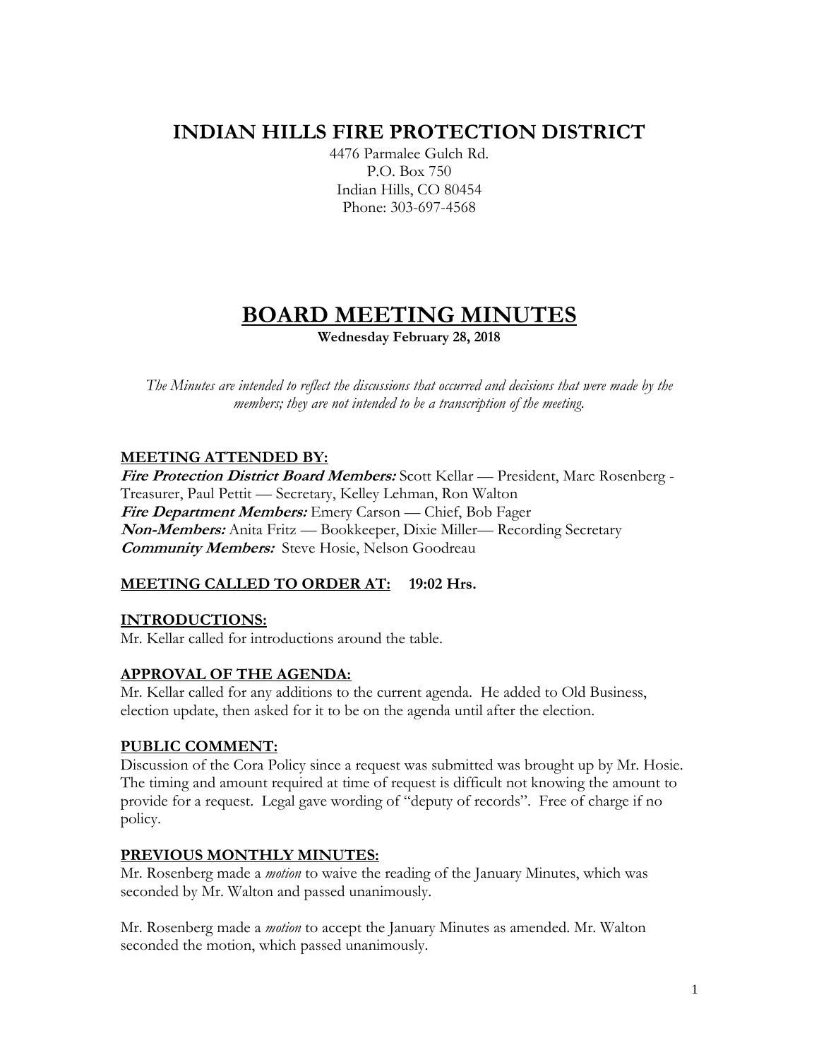# INDIAN HILLS FIRE PROTECTION DISTRICT

4476 Parmalee Gulch Rd.
P.O. Box 750
Indian Hills, CO 80454
Phone: 303-697-4568

## BOARD MEETING MINUTES

**Wednesday February 28, 2018**

*The Minutes are intended to reflect the discussions that occurred and decisions that were made by the members; they are not intended to be a transcription of the meeting.*

### MEETING ATTENDED BY:

***Fire Protection District Board Members:*** Scott Kellar — President, Marc Rosenberg - Treasurer, Paul Pettit — Secretary, Kelley Lehman, Ron Walton
***Fire Department Members:*** Emery Carson — Chief, Bob Fager
***Non-Members:*** Anita Fritz — Bookkeeper, Dixie Miller— Recording Secretary
***Community Members:*** Steve Hosie, Nelson Goodreau

### MEETING CALLED TO ORDER AT: 19:02 Hrs.

### INTRODUCTIONS:

Mr. Kellar called for introductions around the table.

### APPROVAL OF THE AGENDA:

Mr. Kellar called for any additions to the current agenda. He added to Old Business, election update, then asked for it to be on the agenda until after the election.

### PUBLIC COMMENT:

Discussion of the Cora Policy since a request was submitted was brought up by Mr. Hosie. The timing and amount required at time of request is difficult not knowing the amount to provide for a request. Legal gave wording of "deputy of records". Free of charge if no policy.

### PREVIOUS MONTHLY MINUTES:

Mr. Rosenberg made a *motion* to waive the reading of the January Minutes, which was seconded by Mr. Walton and passed unanimously.

Mr. Rosenberg made a *motion* to accept the January Minutes as amended. Mr. Walton seconded the motion, which passed unanimously.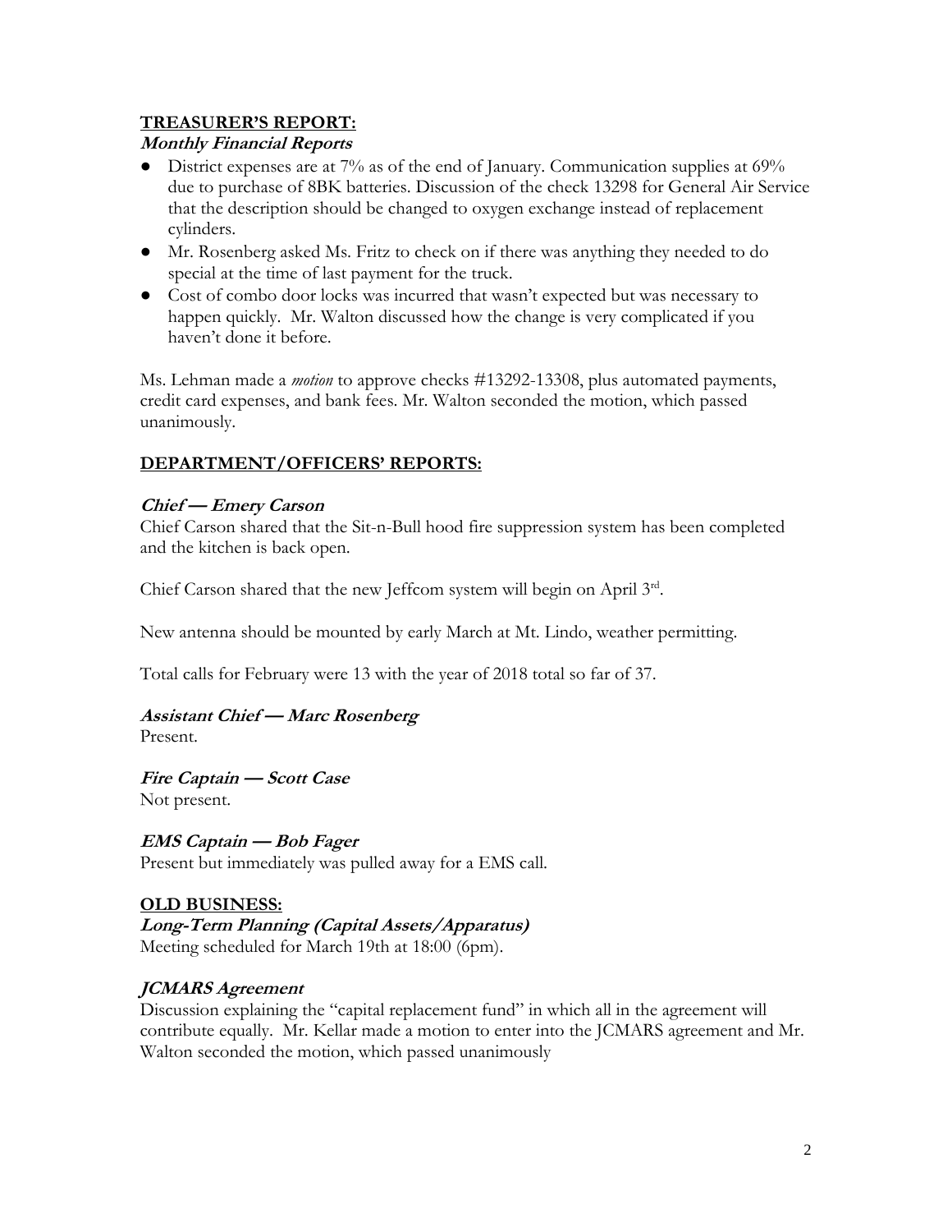## TREASURER'S REPORT:

***Monthly Financial Reports***

- District expenses are at 7% as of the end of January. Communication supplies at 69% due to purchase of 8BK batteries. Discussion of the check 13298 for General Air Service that the description should be changed to oxygen exchange instead of replacement cylinders.
- Mr. Rosenberg asked Ms. Fritz to check on if there was anything they needed to do special at the time of last payment for the truck.
- Cost of combo door locks was incurred that wasn't expected but was necessary to happen quickly. Mr. Walton discussed how the change is very complicated if you haven't done it before.

Ms. Lehman made a *motion* to approve checks #13292-13308, plus automated payments, credit card expenses, and bank fees. Mr. Walton seconded the motion, which passed unanimously.

## DEPARTMENT/OFFICERS' REPORTS:

***Chief — Emery Carson***

Chief Carson shared that the Sit-n-Bull hood fire suppression system has been completed and the kitchen is back open.

Chief Carson shared that the new Jeffcom system will begin on April 3rd.

New antenna should be mounted by early March at Mt. Lindo, weather permitting.

Total calls for February were 13 with the year of 2018 total so far of 37.

***Assistant Chief — Marc Rosenberg***

Present.

***Fire Captain — Scott Case***

Not present.

***EMS Captain — Bob Fager***

Present but immediately was pulled away for a EMS call.

## OLD BUSINESS:

***Long-Term Planning (Capital Assets/Apparatus)***

Meeting scheduled for March 19th at 18:00 (6pm).

***JCMARS Agreement***

Discussion explaining the "capital replacement fund" in which all in the agreement will contribute equally. Mr. Kellar made a motion to enter into the JCMARS agreement and Mr. Walton seconded the motion, which passed unanimously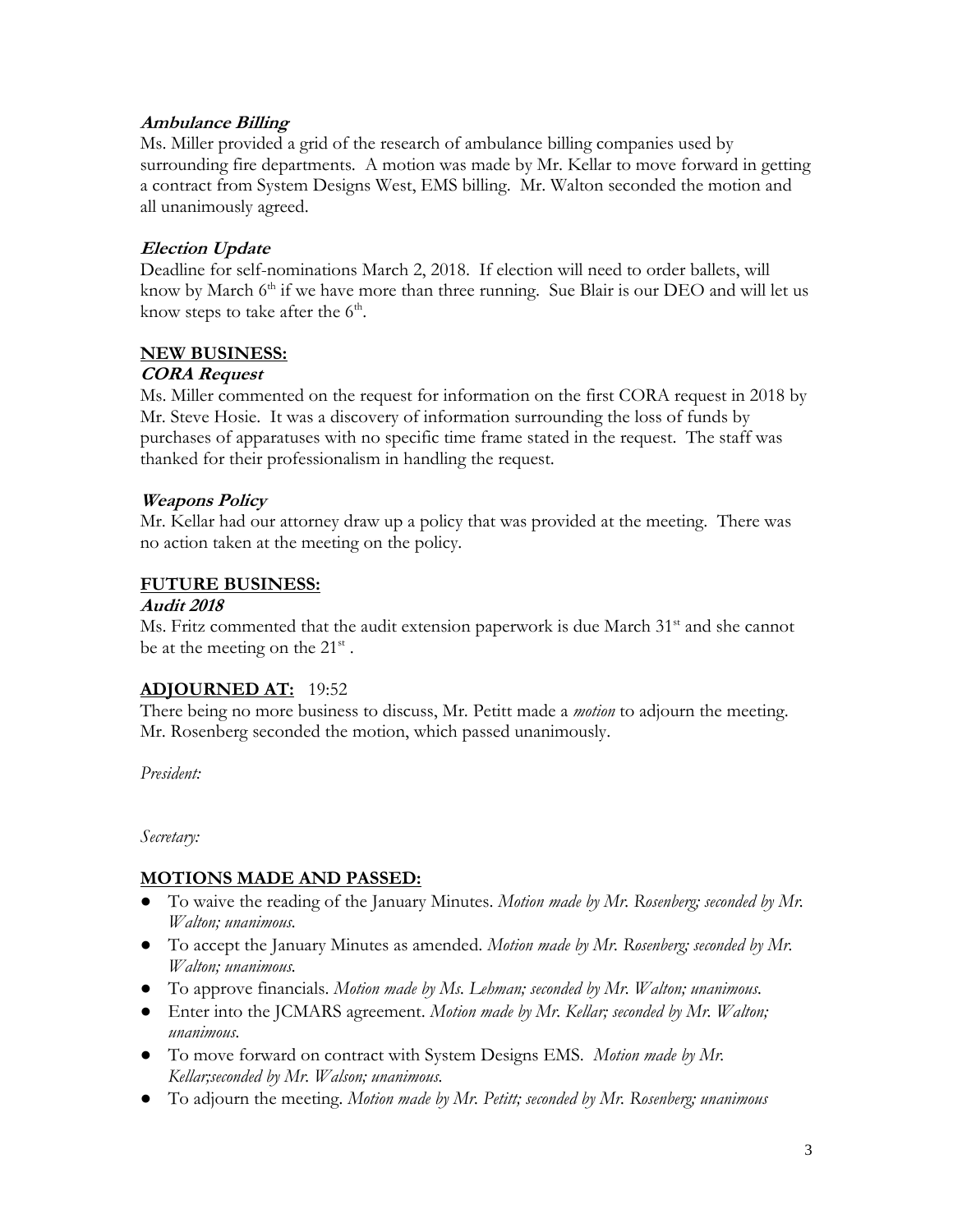**Ambulance Billing**

Ms. Miller provided a grid of the research of ambulance billing companies used by surrounding fire departments. A motion was made by Mr. Kellar to move forward in getting a contract from System Designs West, EMS billing. Mr. Walton seconded the motion and all unanimously agreed.

**Election Update**

Deadline for self-nominations March 2, 2018. If election will need to order ballets, will know by March 6th if we have more than three running. Sue Blair is our DEO and will let us know steps to take after the 6th.

## NEW BUSINESS:

**CORA Request**

Ms. Miller commented on the request for information on the first CORA request in 2018 by Mr. Steve Hosie. It was a discovery of information surrounding the loss of funds by purchases of apparatuses with no specific time frame stated in the request. The staff was thanked for their professionalism in handling the request.

**Weapons Policy**

Mr. Kellar had our attorney draw up a policy that was provided at the meeting. There was no action taken at the meeting on the policy.

## FUTURE BUSINESS:

**Audit 2018**

Ms. Fritz commented that the audit extension paperwork is due March 31st and she cannot be at the meeting on the 21st .

## ADJOURNED AT: 19:52

There being no more business to discuss, Mr. Petitt made a *motion* to adjourn the meeting. Mr. Rosenberg seconded the motion, which passed unanimously.

*President:*

*Secretary:*

## MOTIONS MADE AND PASSED:

- To waive the reading of the January Minutes. *Motion made by Mr. Rosenberg; seconded by Mr. Walton; unanimous.*
- To accept the January Minutes as amended. *Motion made by Mr. Rosenberg; seconded by Mr. Walton; unanimous.*
- To approve financials. *Motion made by Ms. Lehman; seconded by Mr. Walton; unanimous.*
- Enter into the JCMARS agreement. *Motion made by Mr. Kellar; seconded by Mr. Walton; unanimous.*
- To move forward on contract with System Designs EMS. *Motion made by Mr. Kellar;seconded by Mr. Walson; unanimous.*
- To adjourn the meeting. *Motion made by Mr. Petitt; seconded by Mr. Rosenberg; unanimous*